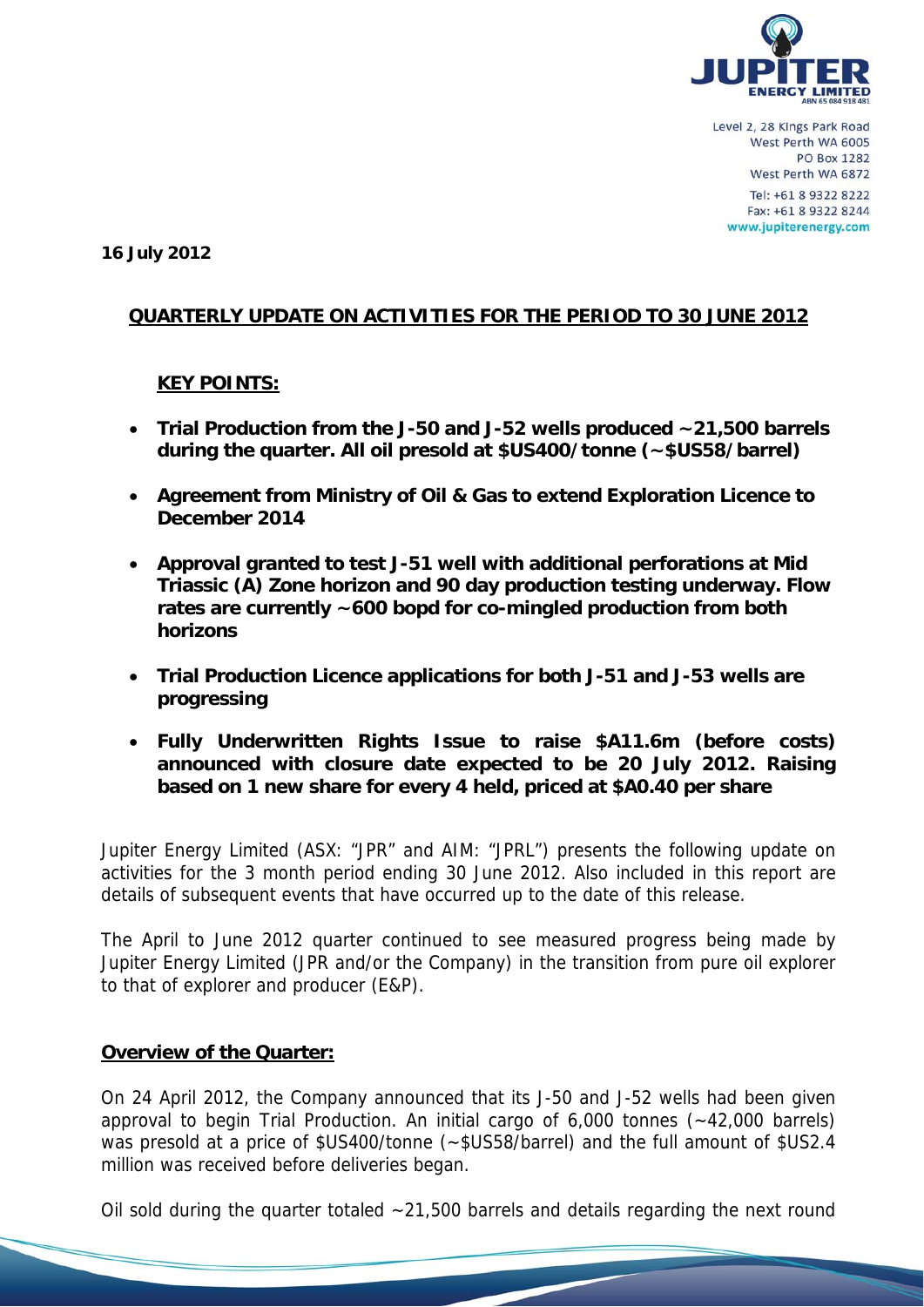Level 2, 28 Kings Park Road
West Perth WA 6005
PO Box 1282
West Perth WA 6872
Tel: +61 8 9322 8222
Fax: +61 8 9322 8244
www.jupiterenergy.com

**16 July 2012**

## QUARTERLY UPDATE ON ACTIVITIES FOR THE PERIOD TO 30 JUNE 2012

### KEY POINTS:

- **Trial Production from the J-50 and J-52 wells produced ~21,500 barrels during the quarter. All oil presold at $US400/tonne (~$US58/barrel)**
- **Agreement from Ministry of Oil & Gas to extend Exploration Licence to December 2014**
- **Approval granted to test J-51 well with additional perforations at Mid Triassic (A) Zone horizon and 90 day production testing underway. Flow rates are currently ~600 bopd for co-mingled production from both horizons**
- **Trial Production Licence applications for both J-51 and J-53 wells are progressing**
- **Fully Underwritten Rights Issue to raise $A11.6m (before costs) announced with closure date expected to be 20 July 2012. Raising based on 1 new share for every 4 held, priced at $A0.40 per share**

Jupiter Energy Limited (ASX: "JPR" and AIM: "JPRL") presents the following update on activities for the 3 month period ending 30 June 2012. Also included in this report are details of subsequent events that have occurred up to the date of this release.

The April to June 2012 quarter continued to see measured progress being made by Jupiter Energy Limited (JPR and/or the Company) in the transition from pure oil explorer to that of explorer and producer (E&P).

### Overview of the Quarter:

On 24 April 2012, the Company announced that its J-50 and J-52 wells had been given approval to begin Trial Production. An initial cargo of 6,000 tonnes (~42,000 barrels) was presold at a price of $US400/tonne (~$US58/barrel) and the full amount of $US2.4 million was received before deliveries began.

Oil sold during the quarter totaled ~21,500 barrels and details regarding the next round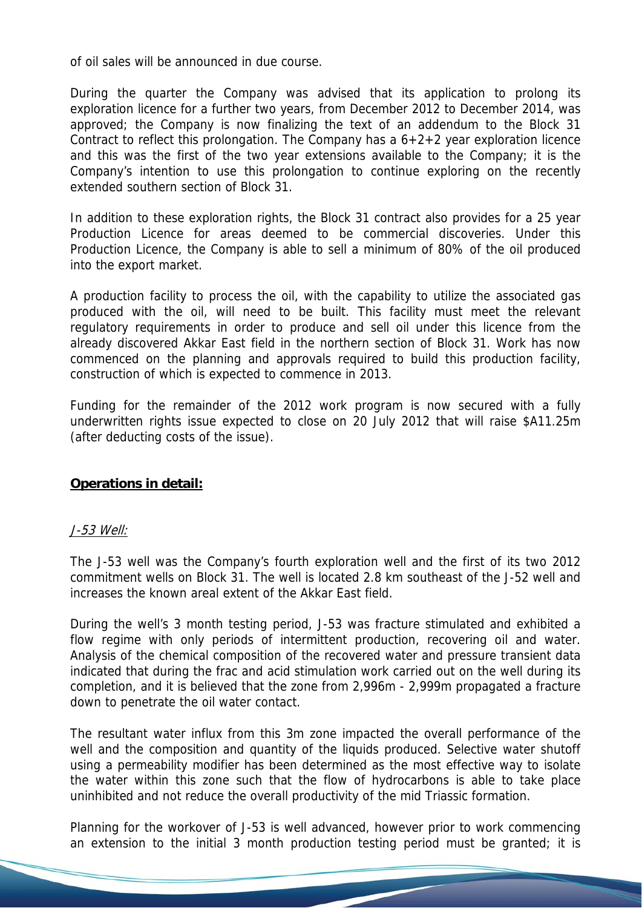of oil sales will be announced in due course.

During the quarter the Company was advised that its application to prolong its exploration licence for a further two years, from December 2012 to December 2014, was approved; the Company is now finalizing the text of an addendum to the Block 31 Contract to reflect this prolongation. The Company has a 6+2+2 year exploration licence and this was the first of the two year extensions available to the Company; it is the Company's intention to use this prolongation to continue exploring on the recently extended southern section of Block 31.

In addition to these exploration rights, the Block 31 contract also provides for a 25 year Production Licence for areas deemed to be commercial discoveries. Under this Production Licence, the Company is able to sell a minimum of 80% of the oil produced into the export market.

A production facility to process the oil, with the capability to utilize the associated gas produced with the oil, will need to be built. This facility must meet the relevant regulatory requirements in order to produce and sell oil under this licence from the already discovered Akkar East field in the northern section of Block 31. Work has now commenced on the planning and approvals required to build this production facility, construction of which is expected to commence in 2013.

Funding for the remainder of the 2012 work program is now secured with a fully underwritten rights issue expected to close on 20 July 2012 that will raise $A11.25m (after deducting costs of the issue).

## **Operations in detail:**

### *J-53 Well:*

The J-53 well was the Company's fourth exploration well and the first of its two 2012 commitment wells on Block 31. The well is located 2.8 km southeast of the J-52 well and increases the known areal extent of the Akkar East field.

During the well's 3 month testing period, J-53 was fracture stimulated and exhibited a flow regime with only periods of intermittent production, recovering oil and water. Analysis of the chemical composition of the recovered water and pressure transient data indicated that during the frac and acid stimulation work carried out on the well during its completion, and it is believed that the zone from 2,996m - 2,999m propagated a fracture down to penetrate the oil water contact.

The resultant water influx from this 3m zone impacted the overall performance of the well and the composition and quantity of the liquids produced. Selective water shutoff using a permeability modifier has been determined as the most effective way to isolate the water within this zone such that the flow of hydrocarbons is able to take place uninhibited and not reduce the overall productivity of the mid Triassic formation.

Planning for the workover of J-53 is well advanced, however prior to work commencing an extension to the initial 3 month production testing period must be granted; it is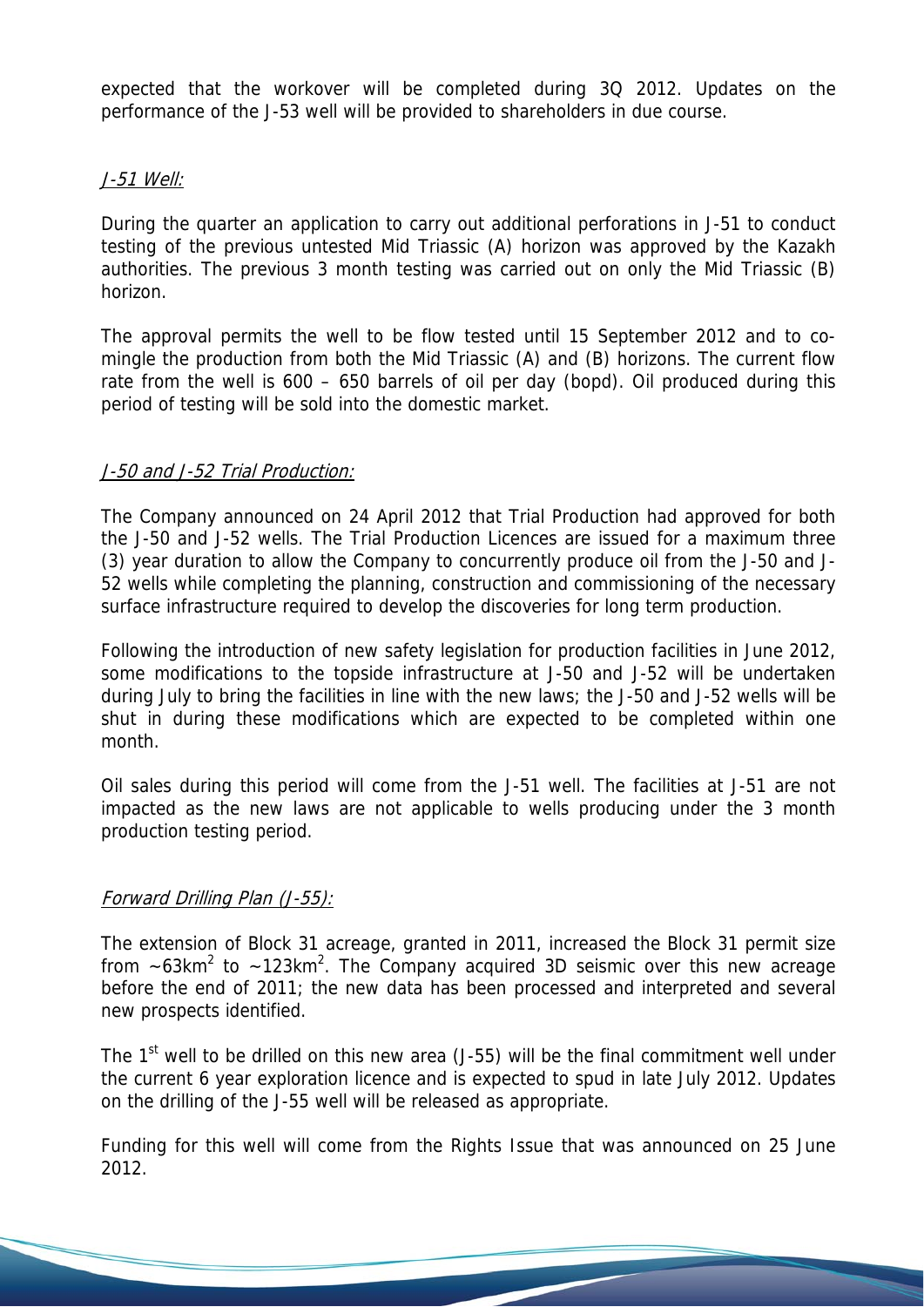expected that the workover will be completed during 3Q 2012. Updates on the performance of the J-53 well will be provided to shareholders in due course.

### *J-51 Well:*

During the quarter an application to carry out additional perforations in J-51 to conduct testing of the previous untested Mid Triassic (A) horizon was approved by the Kazakh authorities. The previous 3 month testing was carried out on only the Mid Triassic (B) horizon.

The approval permits the well to be flow tested until 15 September 2012 and to co-mingle the production from both the Mid Triassic (A) and (B) horizons. The current flow rate from the well is 600 – 650 barrels of oil per day (bopd). Oil produced during this period of testing will be sold into the domestic market.

### *J-50 and J-52 Trial Production:*

The Company announced on 24 April 2012 that Trial Production had approved for both the J-50 and J-52 wells. The Trial Production Licences are issued for a maximum three (3) year duration to allow the Company to concurrently produce oil from the J-50 and J-52 wells while completing the planning, construction and commissioning of the necessary surface infrastructure required to develop the discoveries for long term production.

Following the introduction of new safety legislation for production facilities in June 2012, some modifications to the topside infrastructure at J-50 and J-52 will be undertaken during July to bring the facilities in line with the new laws; the J-50 and J-52 wells will be shut in during these modifications which are expected to be completed within one month.

Oil sales during this period will come from the J-51 well. The facilities at J-51 are not impacted as the new laws are not applicable to wells producing under the 3 month production testing period.

### *Forward Drilling Plan (J-55):*

The extension of Block 31 acreage, granted in 2011, increased the Block 31 permit size from ~63km$^2$ to ~123km$^2$. The Company acquired 3D seismic over this new acreage before the end of 2011; the new data has been processed and interpreted and several new prospects identified.

The 1st well to be drilled on this new area (J-55) will be the final commitment well under the current 6 year exploration licence and is expected to spud in late July 2012. Updates on the drilling of the J-55 well will be released as appropriate.

Funding for this well will come from the Rights Issue that was announced on 25 June 2012.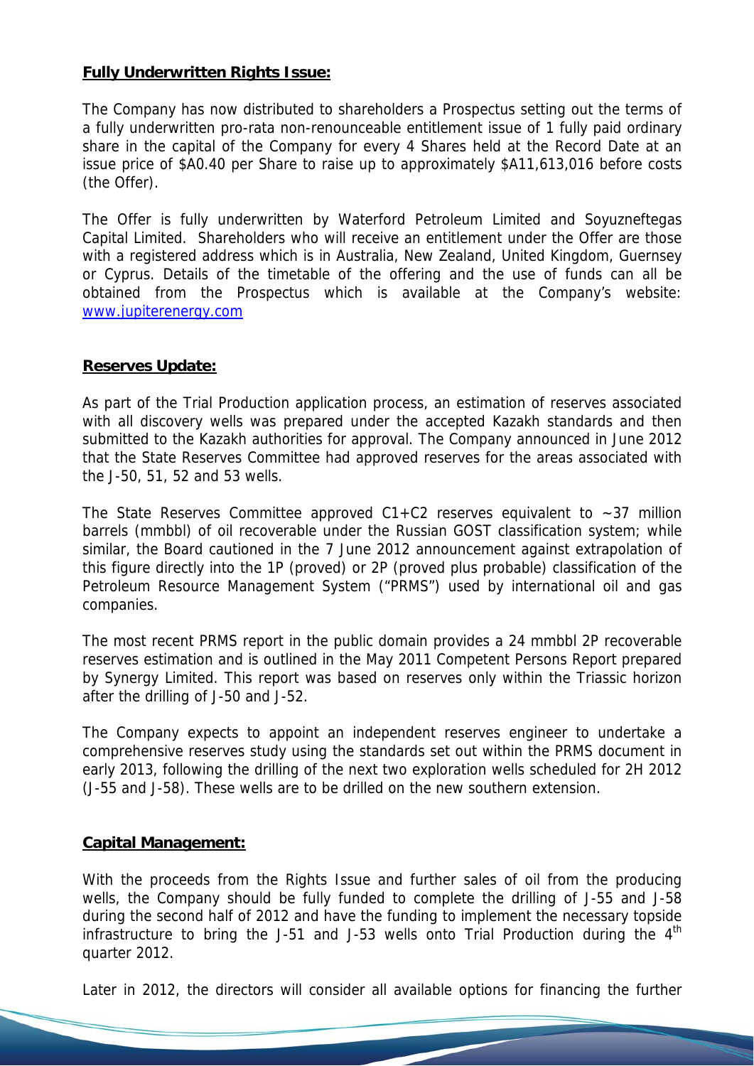**Fully Underwritten Rights Issue:**

The Company has now distributed to shareholders a Prospectus setting out the terms of a fully underwritten pro-rata non-renounceable entitlement issue of 1 fully paid ordinary share in the capital of the Company for every 4 Shares held at the Record Date at an issue price of $A0.40 per Share to raise up to approximately $A11,613,016 before costs (the Offer).

The Offer is fully underwritten by Waterford Petroleum Limited and Soyuzneftegas Capital Limited. Shareholders who will receive an entitlement under the Offer are those with a registered address which is in Australia, New Zealand, United Kingdom, Guernsey or Cyprus. Details of the timetable of the offering and the use of funds can all be obtained from the Prospectus which is available at the Company's website: www.jupiterenergy.com

**Reserves Update:**

As part of the Trial Production application process, an estimation of reserves associated with all discovery wells was prepared under the accepted Kazakh standards and then submitted to the Kazakh authorities for approval. The Company announced in June 2012 that the State Reserves Committee had approved reserves for the areas associated with the J-50, 51, 52 and 53 wells.

The State Reserves Committee approved C1+C2 reserves equivalent to ~37 million barrels (mmbbl) of oil recoverable under the Russian GOST classification system; while similar, the Board cautioned in the 7 June 2012 announcement against extrapolation of this figure directly into the 1P (proved) or 2P (proved plus probable) classification of the Petroleum Resource Management System ("PRMS") used by international oil and gas companies.

The most recent PRMS report in the public domain provides a 24 mmbbl 2P recoverable reserves estimation and is outlined in the May 2011 Competent Persons Report prepared by Synergy Limited. This report was based on reserves only within the Triassic horizon after the drilling of J-50 and J-52.

The Company expects to appoint an independent reserves engineer to undertake a comprehensive reserves study using the standards set out within the PRMS document in early 2013, following the drilling of the next two exploration wells scheduled for 2H 2012 (J-55 and J-58). These wells are to be drilled on the new southern extension.

**Capital Management:**

With the proceeds from the Rights Issue and further sales of oil from the producing wells, the Company should be fully funded to complete the drilling of J-55 and J-58 during the second half of 2012 and have the funding to implement the necessary topside infrastructure to bring the J-51 and J-53 wells onto Trial Production during the 4th quarter 2012.

Later in 2012, the directors will consider all available options for financing the further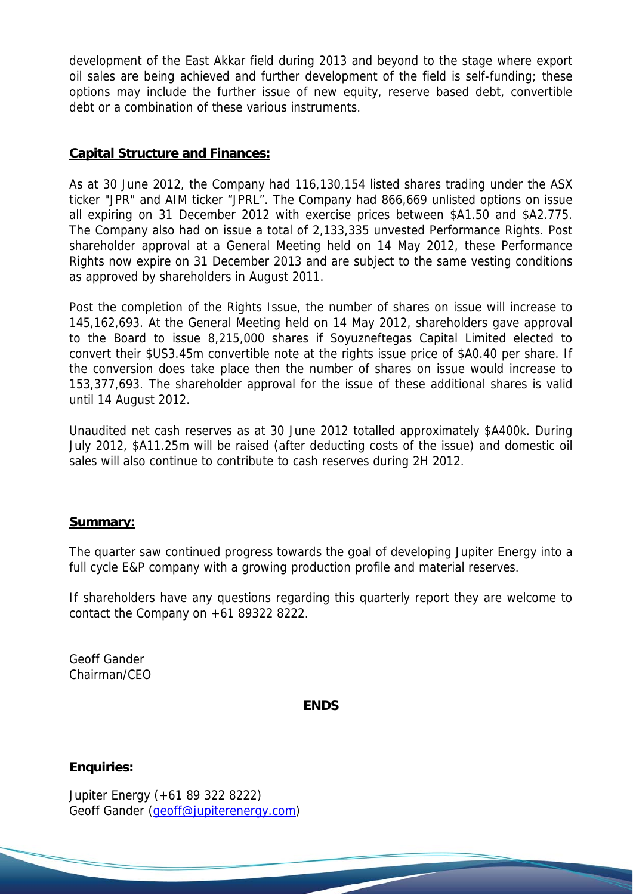development of the East Akkar field during 2013 and beyond to the stage where export oil sales are being achieved and further development of the field is self-funding; these options may include the further issue of new equity, reserve based debt, convertible debt or a combination of these various instruments.

**Capital Structure and Finances:**

As at 30 June 2012, the Company had 116,130,154 listed shares trading under the ASX ticker "JPR" and AIM ticker "JPRL". The Company had 866,669 unlisted options on issue all expiring on 31 December 2012 with exercise prices between $A1.50 and $A2.775. The Company also had on issue a total of 2,133,335 unvested Performance Rights. Post shareholder approval at a General Meeting held on 14 May 2012, these Performance Rights now expire on 31 December 2013 and are subject to the same vesting conditions as approved by shareholders in August 2011.

Post the completion of the Rights Issue, the number of shares on issue will increase to 145,162,693. At the General Meeting held on 14 May 2012, shareholders gave approval to the Board to issue 8,215,000 shares if Soyuzneftegas Capital Limited elected to convert their $US3.45m convertible note at the rights issue price of $A0.40 per share. If the conversion does take place then the number of shares on issue would increase to 153,377,693. The shareholder approval for the issue of these additional shares is valid until 14 August 2012.

Unaudited net cash reserves as at 30 June 2012 totalled approximately $A400k. During July 2012, $A11.25m will be raised (after deducting costs of the issue) and domestic oil sales will also continue to contribute to cash reserves during 2H 2012.

**Summary:**

The quarter saw continued progress towards the goal of developing Jupiter Energy into a full cycle E&P company with a growing production profile and material reserves.

If shareholders have any questions regarding this quarterly report they are welcome to contact the Company on +61 89322 8222.

Geoff Gander
Chairman/CEO

**ENDS**

**Enquiries:**

Jupiter Energy (+61 89 322 8222)
Geoff Gander (geoff@jupiterenergy.com)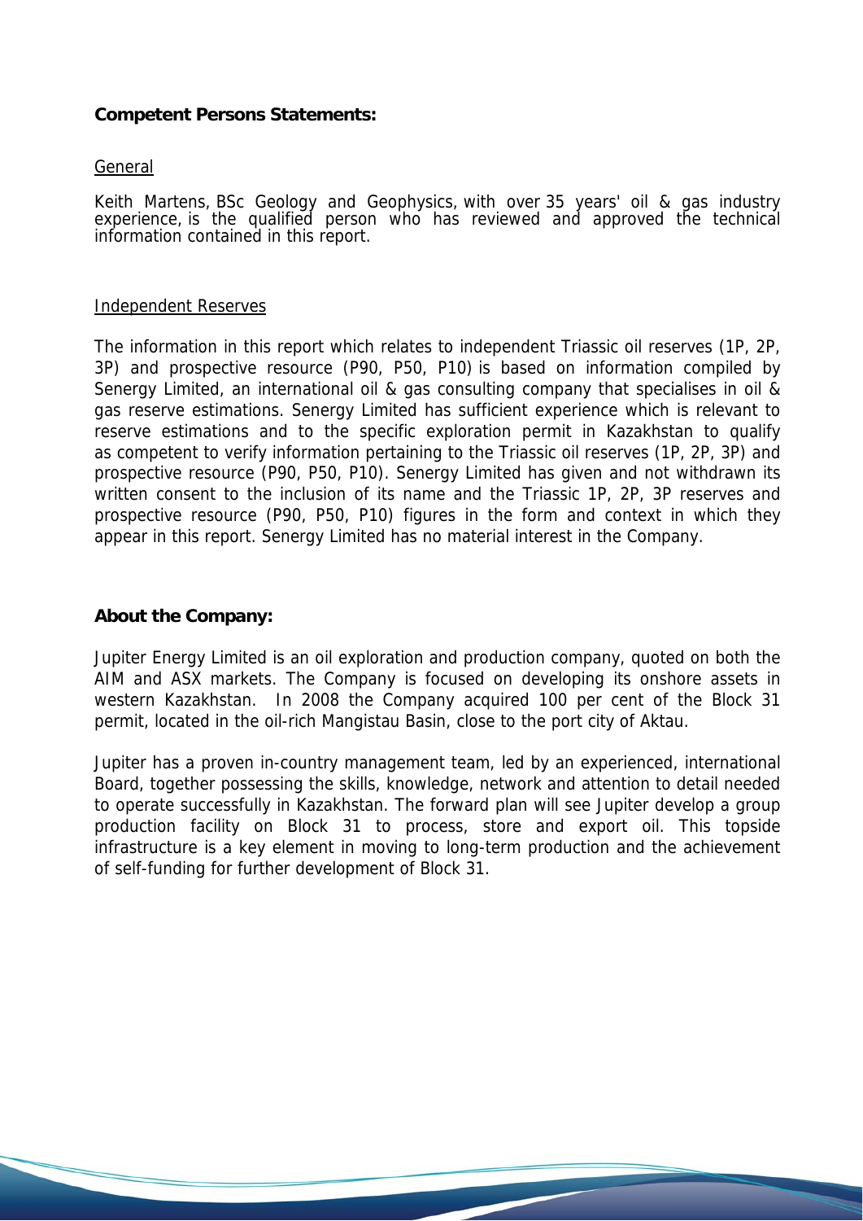**Competent Persons Statements:**

General

Keith Martens, BSc Geology and Geophysics, with over 35 years' oil & gas industry experience, is the qualified person who has reviewed and approved the technical information contained in this report.

Independent Reserves

The information in this report which relates to independent Triassic oil reserves (1P, 2P, 3P) and prospective resource (P90, P50, P10) is based on information compiled by Senergy Limited, an international oil & gas consulting company that specialises in oil & gas reserve estimations. Senergy Limited has sufficient experience which is relevant to reserve estimations and to the specific exploration permit in Kazakhstan to qualify as competent to verify information pertaining to the Triassic oil reserves (1P, 2P, 3P) and prospective resource (P90, P50, P10). Senergy Limited has given and not withdrawn its written consent to the inclusion of its name and the Triassic 1P, 2P, 3P reserves and prospective resource (P90, P50, P10) figures in the form and context in which they appear in this report. Senergy Limited has no material interest in the Company.

**About the Company:**

Jupiter Energy Limited is an oil exploration and production company, quoted on both the AIM and ASX markets. The Company is focused on developing its onshore assets in western Kazakhstan. In 2008 the Company acquired 100 per cent of the Block 31 permit, located in the oil-rich Mangistau Basin, close to the port city of Aktau.

Jupiter has a proven in-country management team, led by an experienced, international Board, together possessing the skills, knowledge, network and attention to detail needed to operate successfully in Kazakhstan. The forward plan will see Jupiter develop a group production facility on Block 31 to process, store and export oil. This topside infrastructure is a key element in moving to long-term production and the achievement of self-funding for further development of Block 31.